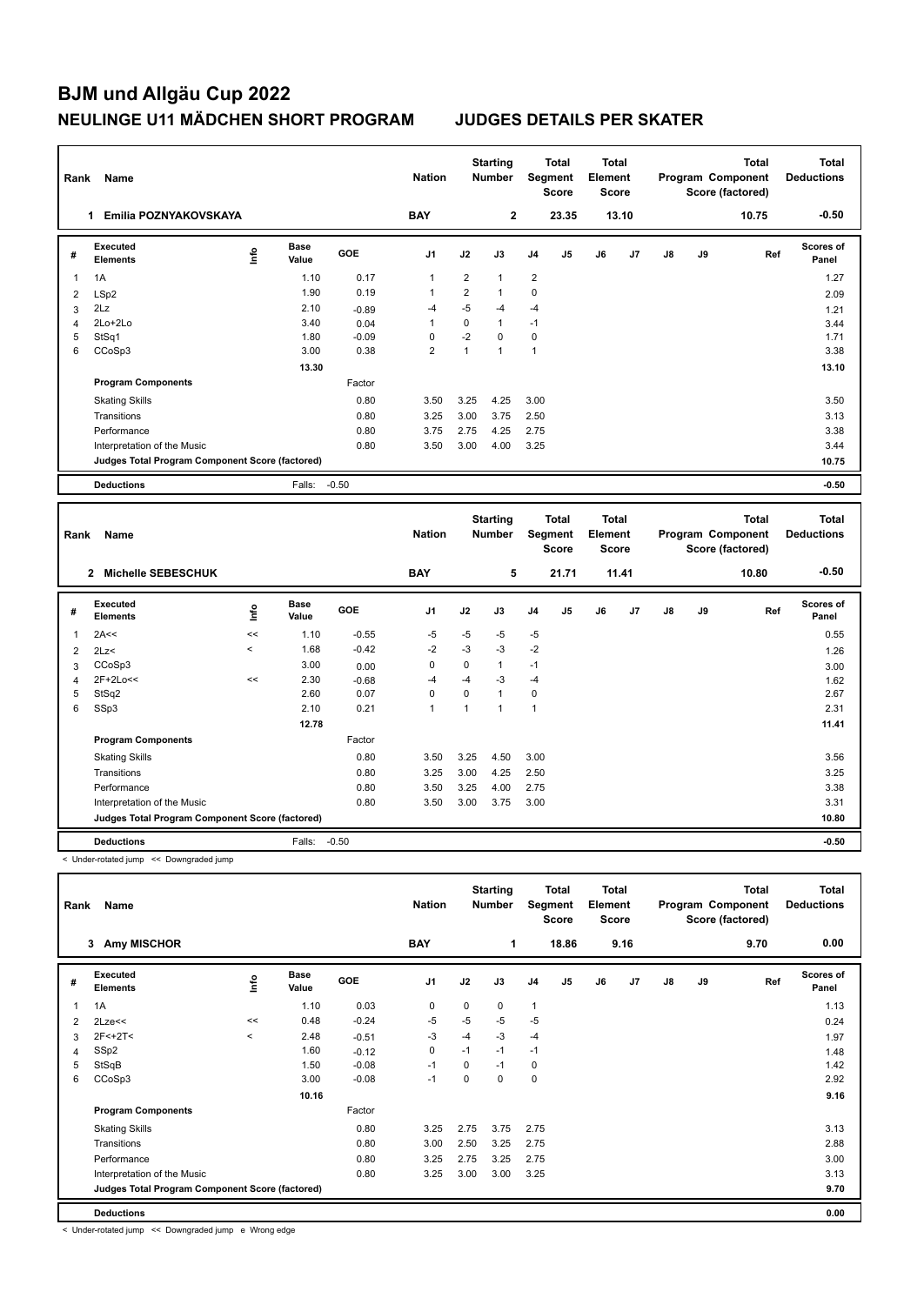# BJM und Allgäu Cup 2022

## NEULINGE U11 MÄDCHEN SHORT PROGRAM JUDGES DETAILS PER SKATER

| Rank | Name | Nation | Starting Number | Total Segment Score | Total Element Score | Total Program Component Score (factored) | Total Deductions |
|---|---|---|---|---|---|---|---|
| 1 | Emilia POZNYAKOVSKAYA | BAY | 2 | 23.35 | 13.10 | 10.75 | -0.50 |

| # | Executed Elements | Info | Base Value | GOE | J1 | J2 | J3 | J4 | J5 | J6 | J7 | J8 | J9 | Ref | Scores of Panel |
|---|---|---|---|---|---|---|---|---|---|---|---|---|---|---|---|
| 1 | 1A | | 1.10 | 0.17 | 1 | 2 | 1 | 2 | | | | | | | 1.27 |
| 2 | LSp2 | | 1.90 | 0.19 | 1 | 2 | 1 | 0 | | | | | | | 2.09 |
| 3 | 2Lz | | 2.10 | -0.89 | -4 | -5 | -4 | -4 | | | | | | | 1.21 |
| 4 | 2Lo+2Lo | | 3.40 | 0.04 | 1 | 0 | 1 | -1 | | | | | | | 3.44 |
| 5 | StSq1 | | 1.80 | -0.09 | 0 | -2 | 0 | 0 | | | | | | | 1.71 |
| 6 | CCoSp3 | | 3.00 | 0.38 | 2 | 1 | 1 | 1 | | | | | | | 3.38 |
| | | | 13.30 | | | | | | | | | | | | 13.10 |
| | **Program Components** | | | Factor | | | | | | | | | | | |
| | Skating Skills | | | 0.80 | 3.50 | 3.25 | 4.25 | 3.00 | | | | | | | 3.50 |
| | Transitions | | | 0.80 | 3.25 | 3.00 | 3.75 | 2.50 | | | | | | | 3.13 |
| | Performance | | | 0.80 | 3.75 | 2.75 | 4.25 | 2.75 | | | | | | | 3.38 |
| | Interpretation of the Music | | | 0.80 | 3.50 | 3.00 | 4.00 | 3.25 | | | | | | | 3.44 |
| | **Judges Total Program Component Score (factored)** | | | | | | | | | | | | | | 10.75 |
| | **Deductions** | | Falls: | -0.50 | | | | | | | | | | | -0.50 |

| Rank | Name | Nation | Starting Number | Total Segment Score | Total Element Score | Total Program Component Score (factored) | Total Deductions |
|---|---|---|---|---|---|---|---|
| 2 | Michelle SEBESCHUK | BAY | 5 | 21.71 | 11.41 | 10.80 | -0.50 |

| # | Executed Elements | Info | Base Value | GOE | J1 | J2 | J3 | J4 | J5 | J6 | J7 | J8 | J9 | Ref | Scores of Panel |
|---|---|---|---|---|---|---|---|---|---|---|---|---|---|---|---|
| 1 | 2A<< | << | 1.10 | -0.55 | -5 | -5 | -5 | -5 | | | | | | | 0.55 |
| 2 | 2Lz< | < | 1.68 | -0.42 | -2 | -3 | -3 | -2 | | | | | | | 1.26 |
| 3 | CCoSp3 | | 3.00 | 0.00 | 0 | 0 | 1 | -1 | | | | | | | 3.00 |
| 4 | 2F+2Lo<< | << | 2.30 | -0.68 | -4 | -4 | -3 | -4 | | | | | | | 1.62 |
| 5 | StSq2 | | 2.60 | 0.07 | 0 | 0 | 1 | 0 | | | | | | | 2.67 |
| 6 | SSp3 | | 2.10 | 0.21 | 1 | 1 | 1 | 1 | | | | | | | 2.31 |
| | | | 12.78 | | | | | | | | | | | | 11.41 |
| | **Program Components** | | | Factor | | | | | | | | | | | |
| | Skating Skills | | | 0.80 | 3.50 | 3.25 | 4.50 | 3.00 | | | | | | | 3.56 |
| | Transitions | | | 0.80 | 3.25 | 3.00 | 4.25 | 2.50 | | | | | | | 3.25 |
| | Performance | | | 0.80 | 3.50 | 3.25 | 4.00 | 2.75 | | | | | | | 3.38 |
| | Interpretation of the Music | | | 0.80 | 3.50 | 3.00 | 3.75 | 3.00 | | | | | | | 3.31 |
| | **Judges Total Program Component Score (factored)** | | | | | | | | | | | | | | 10.80 |
| | **Deductions** | | Falls: | -0.50 | | | | | | | | | | | -0.50 |

< Under-rotated jump << Downgraded jump

| Rank | Name | Nation | Starting Number | Total Segment Score | Total Element Score | Total Program Component Score (factored) | Total Deductions |
|---|---|---|---|---|---|---|---|
| 3 | Amy MISCHOR | BAY | 1 | 18.86 | 9.16 | 9.70 | 0.00 |

| # | Executed Elements | Info | Base Value | GOE | J1 | J2 | J3 | J4 | J5 | J6 | J7 | J8 | J9 | Ref | Scores of Panel |
|---|---|---|---|---|---|---|---|---|---|---|---|---|---|---|---|
| 1 | 1A | | 1.10 | 0.03 | 0 | 0 | 0 | 1 | | | | | | | 1.13 |
| 2 | 2Lze<< | << | 0.48 | -0.24 | -5 | -5 | -5 | -5 | | | | | | | 0.24 |
| 3 | 2F<+2T< | < | 2.48 | -0.51 | -3 | -4 | -3 | -4 | | | | | | | 1.97 |
| 4 | SSp2 | | 1.60 | -0.12 | 0 | -1 | -1 | -1 | | | | | | | 1.48 |
| 5 | StSqB | | 1.50 | -0.08 | -1 | 0 | -1 | 0 | | | | | | | 1.42 |
| 6 | CCoSp3 | | 3.00 | -0.08 | -1 | 0 | 0 | 0 | | | | | | | 2.92 |
| | | | 10.16 | | | | | | | | | | | | 9.16 |
| | **Program Components** | | | Factor | | | | | | | | | | | |
| | Skating Skills | | | 0.80 | 3.25 | 2.75 | 3.75 | 2.75 | | | | | | | 3.13 |
| | Transitions | | | 0.80 | 3.00 | 2.50 | 3.25 | 2.75 | | | | | | | 2.88 |
| | Performance | | | 0.80 | 3.25 | 2.75 | 3.25 | 2.75 | | | | | | | 3.00 |
| | Interpretation of the Music | | | 0.80 | 3.25 | 3.00 | 3.00 | 3.25 | | | | | | | 3.13 |
| | **Judges Total Program Component Score (factored)** | | | | | | | | | | | | | | 9.70 |
| | **Deductions** | | | | | | | | | | | | | | 0.00 |

< Under-rotated jump << Downgraded jump e Wrong edge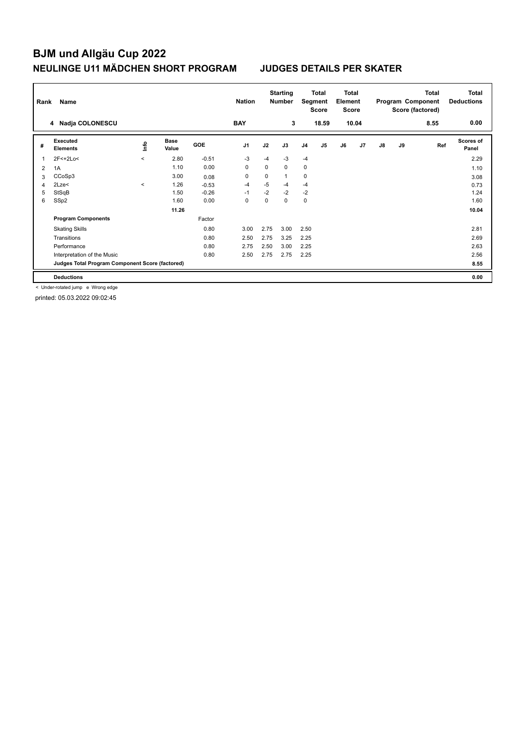# BJM und Allgäu Cup 2022

## NEULINGE U11 MÄDCHEN SHORT PROGRAM JUDGES DETAILS PER SKATER

| Rank | Name | Nation | Starting Number | Total Segment Score | Total Element Score | Total Program Component Score (factored) | Total Deductions |
|---|---|---|---|---|---|---|---|
| 4 | Nadja COLONESCU | BAY | 3 | 18.59 | 10.04 | 8.55 | 0.00 |

| # | Executed Elements | Info | Base Value | GOE | J1 | J2 | J3 | J4 | J5 | J6 | J7 | J8 | J9 | Ref | Scores of Panel |
|---|---|---|---|---|---|---|---|---|---|---|---|---|---|---|---|
| 1 | 2F<+2Lo< | < | 2.80 | -0.51 | -3 | -4 | -3 | -4 | | | | | | | 2.29 |
| 2 | 1A | | 1.10 | 0.00 | 0 | 0 | 0 | 0 | | | | | | | 1.10 |
| 3 | CCoSp3 | | 3.00 | 0.08 | 0 | 0 | 1 | 0 | | | | | | | 3.08 |
| 4 | 2Lze< | < | 1.26 | -0.53 | -4 | -5 | -4 | -4 | | | | | | | 0.73 |
| 5 | StSqB | | 1.50 | -0.26 | -1 | -2 | -2 | -2 | | | | | | | 1.24 |
| 6 | SSp2 | | 1.60 | 0.00 | 0 | 0 | 0 | 0 | | | | | | | 1.60 |
| | | | 11.26 | | | | | | | | | | | | 10.04 |
| | **Program Components** | | | Factor | | | | | | | | | | | |
| | Skating Skills | | | 0.80 | 3.00 | 2.75 | 3.00 | 2.50 | | | | | | | 2.81 |
| | Transitions | | | 0.80 | 2.50 | 2.75 | 3.25 | 2.25 | | | | | | | 2.69 |
| | Performance | | | 0.80 | 2.75 | 2.50 | 3.00 | 2.25 | | | | | | | 2.63 |
| | Interpretation of the Music | | | 0.80 | 2.50 | 2.75 | 2.75 | 2.25 | | | | | | | 2.56 |
| | **Judges Total Program Component Score (factored)** | | | | | | | | | | | | | | **8.55** |
| | **Deductions** | | | | | | | | | | | | | | **0.00** |

< Under-rotated jump e Wrong edge

printed: 05.03.2022 09:02:45